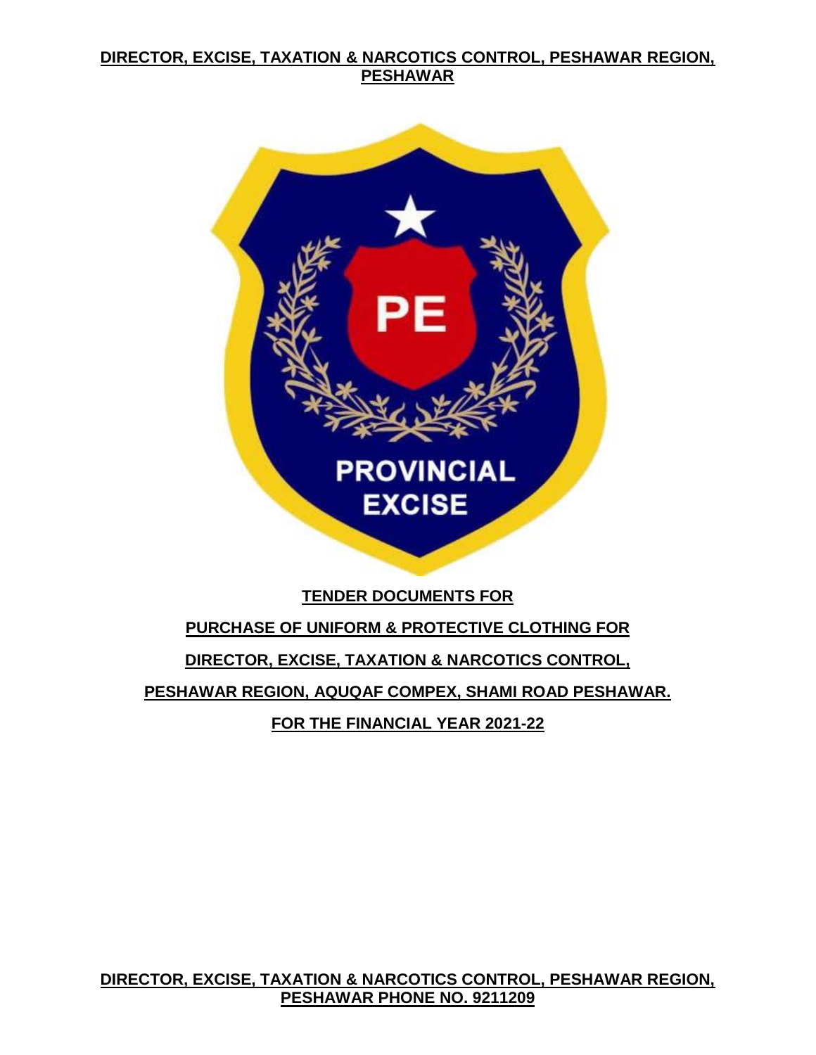**DIRECTOR, EXCISE, TAXATION & NARCOTICS CONTROL, PESHAWAR REGION, PESHAWAR**

**PE**

**PROVINCIAL EXCISE**

**TENDER DOCUMENTS FOR**

**PURCHASE OF UNIFORM & PROTECTIVE CLOTHING FOR**

**DIRECTOR, EXCISE, TAXATION & NARCOTICS CONTROL,**

**PESHAWAR REGION, AQUQAF COMPEX, SHAMI ROAD PESHAWAR.**

**FOR THE FINANCIAL YEAR 2021-22**

**DIRECTOR, EXCISE, TAXATION & NARCOTICS CONTROL, PESHAWAR REGION, PESHAWAR PHONE NO. 9211209**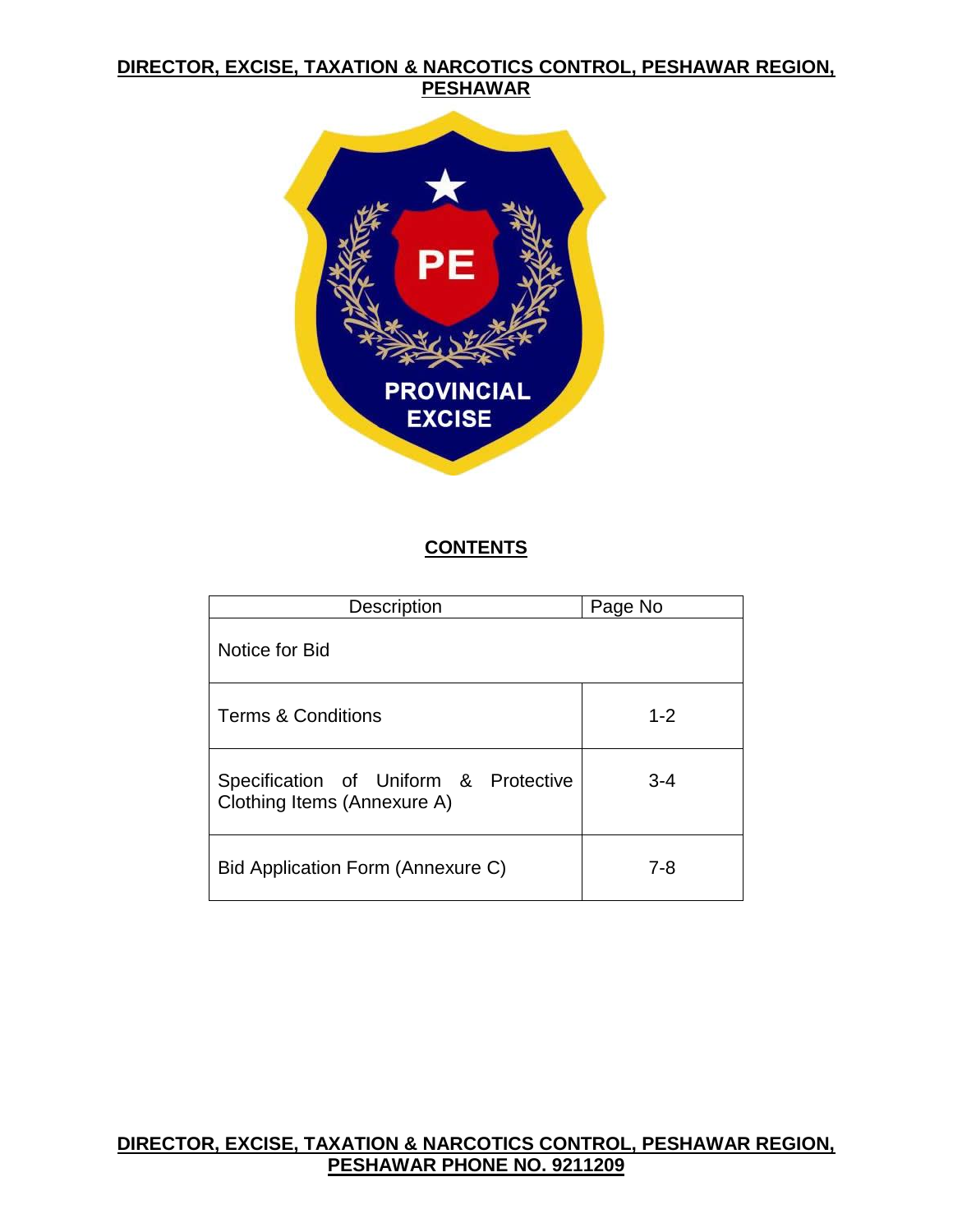**DIRECTOR, EXCISE, TAXATION & NARCOTICS CONTROL, PESHAWAR REGION, PESHAWAR**

PE

PROVINCIAL EXCISE

## CONTENTS

| Description | Page No |
|---|---|
| Notice for Bid | |
| Terms & Conditions | 1-2 |
| Specification of Uniform & Protective Clothing Items (Annexure A) | 3-4 |
| Bid Application Form (Annexure C) | 7-8 |

**DIRECTOR, EXCISE, TAXATION & NARCOTICS CONTROL, PESHAWAR REGION, PESHAWAR PHONE NO. 9211209**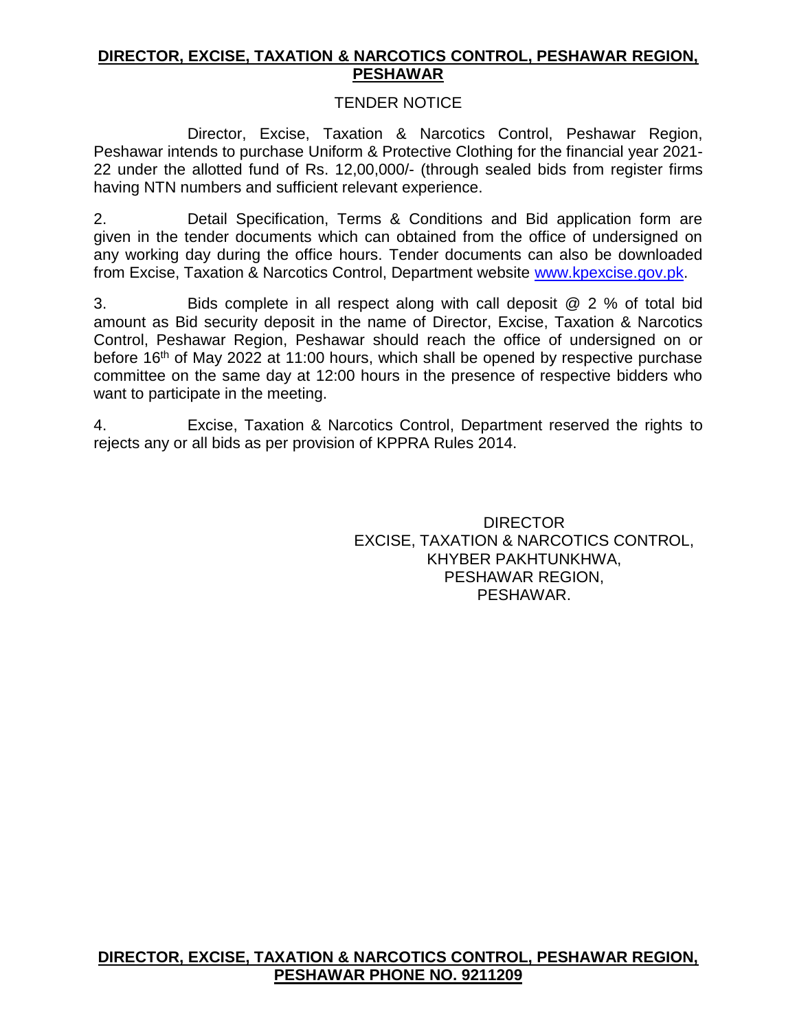**DIRECTOR, EXCISE, TAXATION & NARCOTICS CONTROL, PESHAWAR REGION, PESHAWAR**

TENDER NOTICE

Director, Excise, Taxation & Narcotics Control, Peshawar Region, Peshawar intends to purchase Uniform & Protective Clothing for the financial year 2021-22 under the allotted fund of Rs. 12,00,000/- (through sealed bids from register firms having NTN numbers and sufficient relevant experience.

2. Detail Specification, Terms & Conditions and Bid application form are given in the tender documents which can obtained from the office of undersigned on any working day during the office hours. Tender documents can also be downloaded from Excise, Taxation & Narcotics Control, Department website www.kpexcise.gov.pk.

3. Bids complete in all respect along with call deposit @ 2 % of total bid amount as Bid security deposit in the name of Director, Excise, Taxation & Narcotics Control, Peshawar Region, Peshawar should reach the office of undersigned on or before 16th of May 2022 at 11:00 hours, which shall be opened by respective purchase committee on the same day at 12:00 hours in the presence of respective bidders who want to participate in the meeting.

4. Excise, Taxation & Narcotics Control, Department reserved the rights to rejects any or all bids as per provision of KPPRA Rules 2014.

DIRECTOR
EXCISE, TAXATION & NARCOTICS CONTROL,
KHYBER PAKHTUNKHWA,
PESHAWAR REGION,
PESHAWAR.

**DIRECTOR, EXCISE, TAXATION & NARCOTICS CONTROL, PESHAWAR REGION, PESHAWAR PHONE NO. 9211209**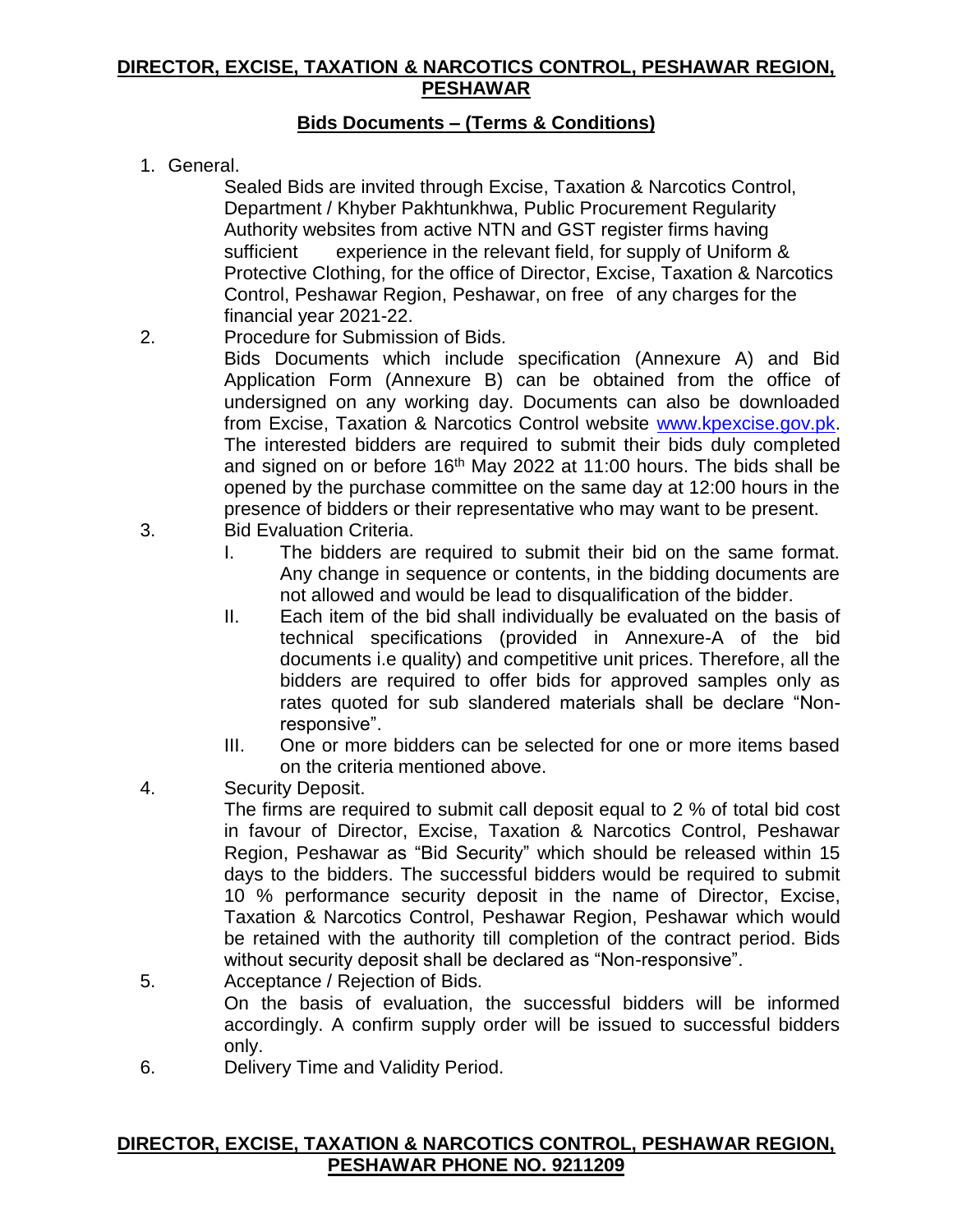**DIRECTOR, EXCISE, TAXATION & NARCOTICS CONTROL, PESHAWAR REGION, PESHAWAR**

**Bids Documents – (Terms & Conditions)**

1. General.

   Sealed Bids are invited through Excise, Taxation & Narcotics Control, Department / Khyber Pakhtunkhwa, Public Procurement Regularity Authority websites from active NTN and GST register firms having sufficient experience in the relevant field, for supply of Uniform & Protective Clothing, for the office of Director, Excise, Taxation & Narcotics Control, Peshawar Region, Peshawar, on free of any charges for the financial year 2021-22.

2. Procedure for Submission of Bids.

   Bids Documents which include specification (Annexure A) and Bid Application Form (Annexure B) can be obtained from the office of undersigned on any working day. Documents can also be downloaded from Excise, Taxation & Narcotics Control website [www.kpexcise.gov.pk](http://www.kpexcise.gov.pk). The interested bidders are required to submit their bids duly completed and signed on or before 16th May 2022 at 11:00 hours. The bids shall be opened by the purchase committee on the same day at 12:00 hours in the presence of bidders or their representative who may want to be present.

3. Bid Evaluation Criteria.

   I. The bidders are required to submit their bid on the same format. Any change in sequence or contents, in the bidding documents are not allowed and would be lead to disqualification of the bidder.

   II. Each item of the bid shall individually be evaluated on the basis of technical specifications (provided in Annexure-A of the bid documents i.e quality) and competitive unit prices. Therefore, all the bidders are required to offer bids for approved samples only as rates quoted for sub slandered materials shall be declare "Non-responsive".

   III. One or more bidders can be selected for one or more items based on the criteria mentioned above.

4. Security Deposit.

   The firms are required to submit call deposit equal to 2 % of total bid cost in favour of Director, Excise, Taxation & Narcotics Control, Peshawar Region, Peshawar as "Bid Security" which should be released within 15 days to the bidders. The successful bidders would be required to submit 10 % performance security deposit in the name of Director, Excise, Taxation & Narcotics Control, Peshawar Region, Peshawar which would be retained with the authority till completion of the contract period. Bids without security deposit shall be declared as "Non-responsive".

5. Acceptance / Rejection of Bids.

   On the basis of evaluation, the successful bidders will be informed accordingly. A confirm supply order will be issued to successful bidders only.

6. Delivery Time and Validity Period.

**DIRECTOR, EXCISE, TAXATION & NARCOTICS CONTROL, PESHAWAR REGION, PESHAWAR PHONE NO. 9211209**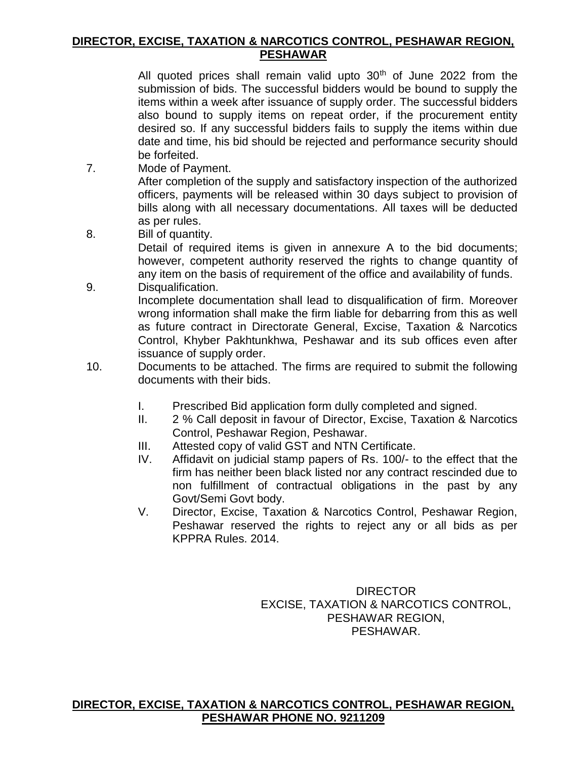All quoted prices shall remain valid upto 30th of June 2022 from the submission of bids. The successful bidders would be bound to supply the items within a week after issuance of supply order. The successful bidders also bound to supply items on repeat order, if the procurement entity desired so. If any successful bidders fails to supply the items within due date and time, his bid should be rejected and performance security should be forfeited.

7. Mode of Payment.
   After completion of the supply and satisfactory inspection of the authorized officers, payments will be released within 30 days subject to provision of bills along with all necessary documentations. All taxes will be deducted as per rules.

8. Bill of quantity.
   Detail of required items is given in annexure A to the bid documents; however, competent authority reserved the rights to change quantity of any item on the basis of requirement of the office and availability of funds.

9. Disqualification.
   Incomplete documentation shall lead to disqualification of firm. Moreover wrong information shall make the firm liable for debarring from this as well as future contract in Directorate General, Excise, Taxation & Narcotics Control, Khyber Pakhtunkhwa, Peshawar and its sub offices even after issuance of supply order.

10. Documents to be attached. The firms are required to submit the following documents with their bids.

    I. Prescribed Bid application form dully completed and signed.
    II. 2 % Call deposit in favour of Director, Excise, Taxation & Narcotics Control, Peshawar Region, Peshawar.
    III. Attested copy of valid GST and NTN Certificate.
    IV. Affidavit on judicial stamp papers of Rs. 100/- to the effect that the firm has neither been black listed nor any contract rescinded due to non fulfillment of contractual obligations in the past by any Govt/Semi Govt body.
    V. Director, Excise, Taxation & Narcotics Control, Peshawar Region, Peshawar reserved the rights to reject any or all bids as per KPPRA Rules. 2014.

DIRECTOR
EXCISE, TAXATION & NARCOTICS CONTROL,
PESHAWAR REGION,
PESHAWAR.

**DIRECTOR, EXCISE, TAXATION & NARCOTICS CONTROL, PESHAWAR REGION, PESHAWAR PHONE NO. 9211209**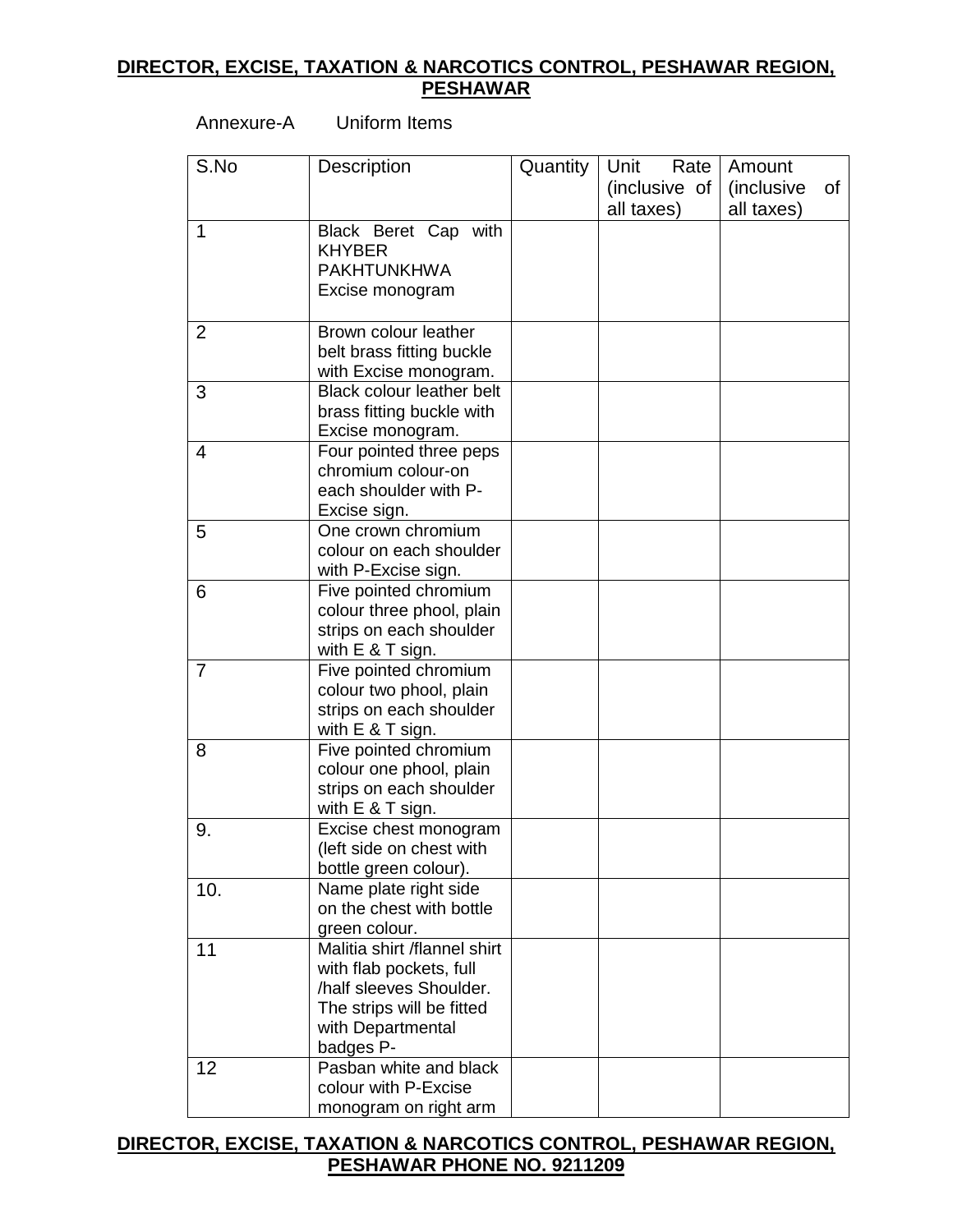**DIRECTOR, EXCISE, TAXATION & NARCOTICS CONTROL, PESHAWAR REGION, PESHAWAR**

Annexure-A Uniform Items

| S.No | Description | Quantity | Unit Rate (inclusive of all taxes) | Amount (inclusive of all taxes) |
|---|---|---|---|---|
| 1 | Black Beret Cap with KHYBER PAKHTUNKHWA Excise monogram | | | |
| 2 | Brown colour leather belt brass fitting buckle with Excise monogram. | | | |
| 3 | Black colour leather belt brass fitting buckle with Excise monogram. | | | |
| 4 | Four pointed three peps chromium colour-on each shoulder with P-Excise sign. | | | |
| 5 | One crown chromium colour on each shoulder with P-Excise sign. | | | |
| 6 | Five pointed chromium colour three phool, plain strips on each shoulder with E & T sign. | | | |
| 7 | Five pointed chromium colour two phool, plain strips on each shoulder with E & T sign. | | | |
| 8 | Five pointed chromium colour one phool, plain strips on each shoulder with E & T sign. | | | |
| 9. | Excise chest monogram (left side on chest with bottle green colour). | | | |
| 10. | Name plate right side on the chest with bottle green colour. | | | |
| 11 | Malitia shirt /flannel shirt with flab pockets, full /half sleeves Shoulder. The strips will be fitted with Departmental badges P- | | | |
| 12 | Pasban white and black colour with P-Excise monogram on right arm | | | |

**DIRECTOR, EXCISE, TAXATION & NARCOTICS CONTROL, PESHAWAR REGION, PESHAWAR PHONE NO. 9211209**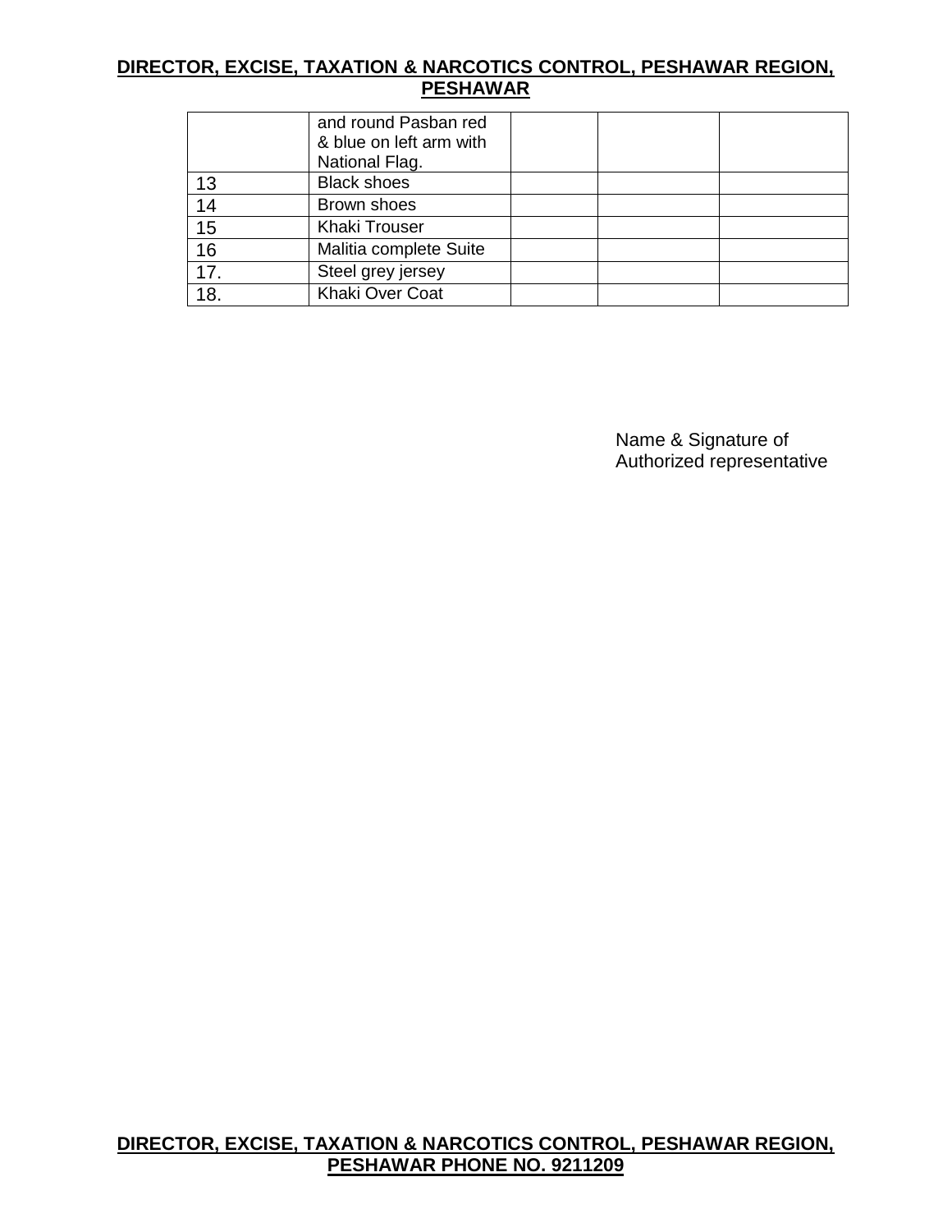| | | | | |
|---|---|---|---|---|
| | and round Pasban red & blue on left arm with National Flag. | | | |
| 13 | Black shoes | | | |
| 14 | Brown shoes | | | |
| 15 | Khaki Trouser | | | |
| 16 | Malitia complete Suite | | | |
| 17. | Steel grey jersey | | | |
| 18. | Khaki Over Coat | | | |

Name & Signature of
Authorized representative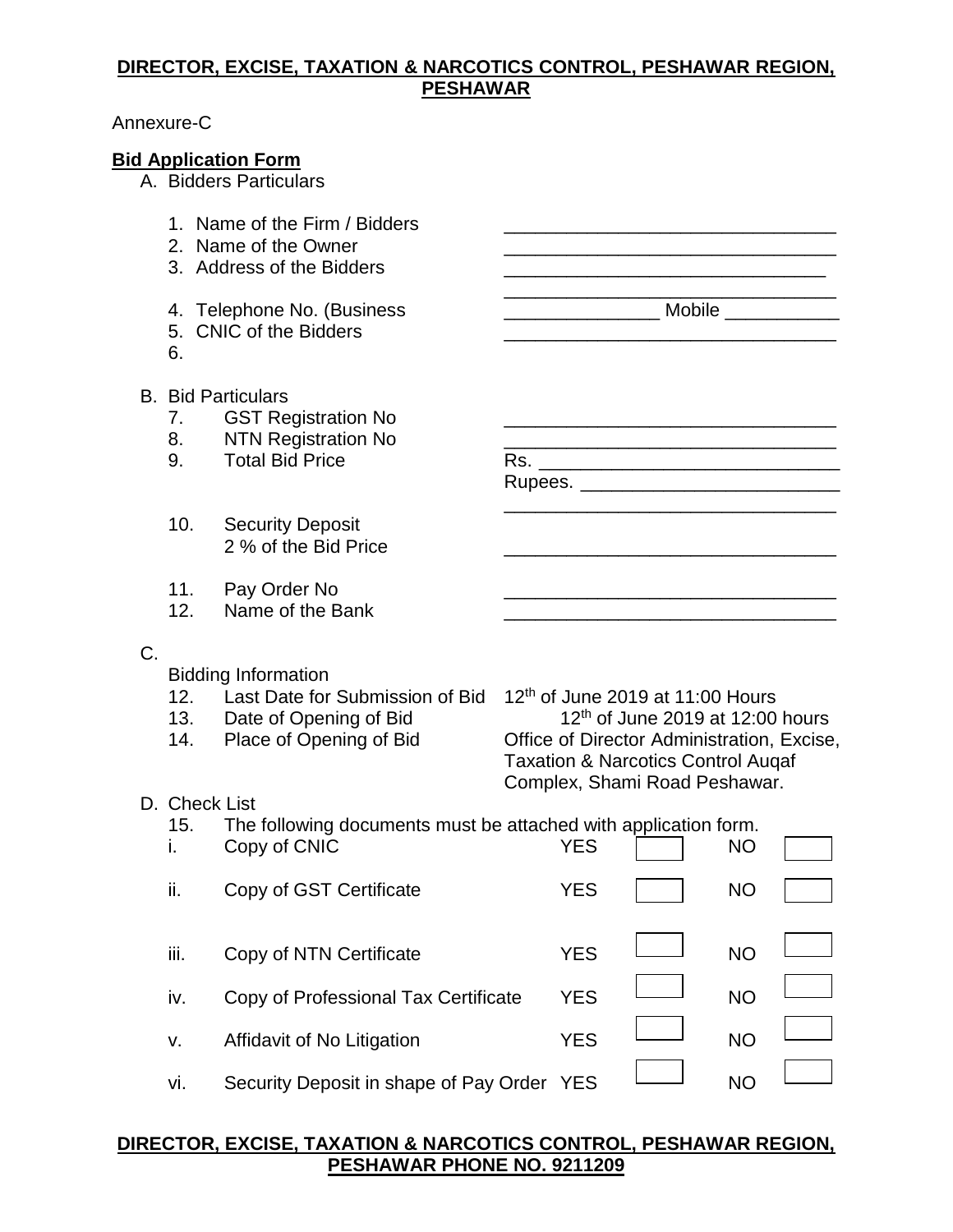**DIRECTOR, EXCISE, TAXATION & NARCOTICS CONTROL, PESHAWAR REGION, PESHAWAR**

Annexure-C

**Bid Application Form**

A. Bidders Particulars

1. Name of the Firm / Bidders ________________________________
2. Name of the Owner ________________________________
3. Address of the Bidders ________________________________
   ________________________________
4. Telephone No. (Business _______________ Mobile ___________
5. CNIC of the Bidders ________________________________
6. 

B. Bid Particulars

7. GST Registration No ________________________________
8. NTN Registration No ________________________________
9. Total Bid Price Rs. ____________________________
   Rupees. _________________________
   ________________________________
10. Security Deposit
    2 % of the Bid Price ________________________________
11. Pay Order No ________________________________
12. Name of the Bank ________________________________

C.

Bidding Information

12. Last Date for Submission of Bid 12th of June 2019 at 11:00 Hours
13. Date of Opening of Bid 12th of June 2019 at 12:00 hours
14. Place of Opening of Bid Office of Director Administration, Excise, Taxation & Narcotics Control Auqaf Complex, Shami Road Peshawar.

D. Check List

15. The following documents must be attached with application form.

| | | | | | |
|---|---|---|---|---|---|
| i. | Copy of CNIC | YES | ☐ | NO | ☐ |
| ii. | Copy of GST Certificate | YES | ☐ | NO | ☐ |
| iii. | Copy of NTN Certificate | YES | ☐ | NO | ☐ |
| iv. | Copy of Professional Tax Certificate | YES | ☐ | NO | ☐ |
| v. | Affidavit of No Litigation | YES | ☐ | NO | ☐ |
| vi. | Security Deposit in shape of Pay Order | YES | ☐ | NO | ☐ |

**DIRECTOR, EXCISE, TAXATION & NARCOTICS CONTROL, PESHAWAR REGION, PESHAWAR PHONE NO. 9211209**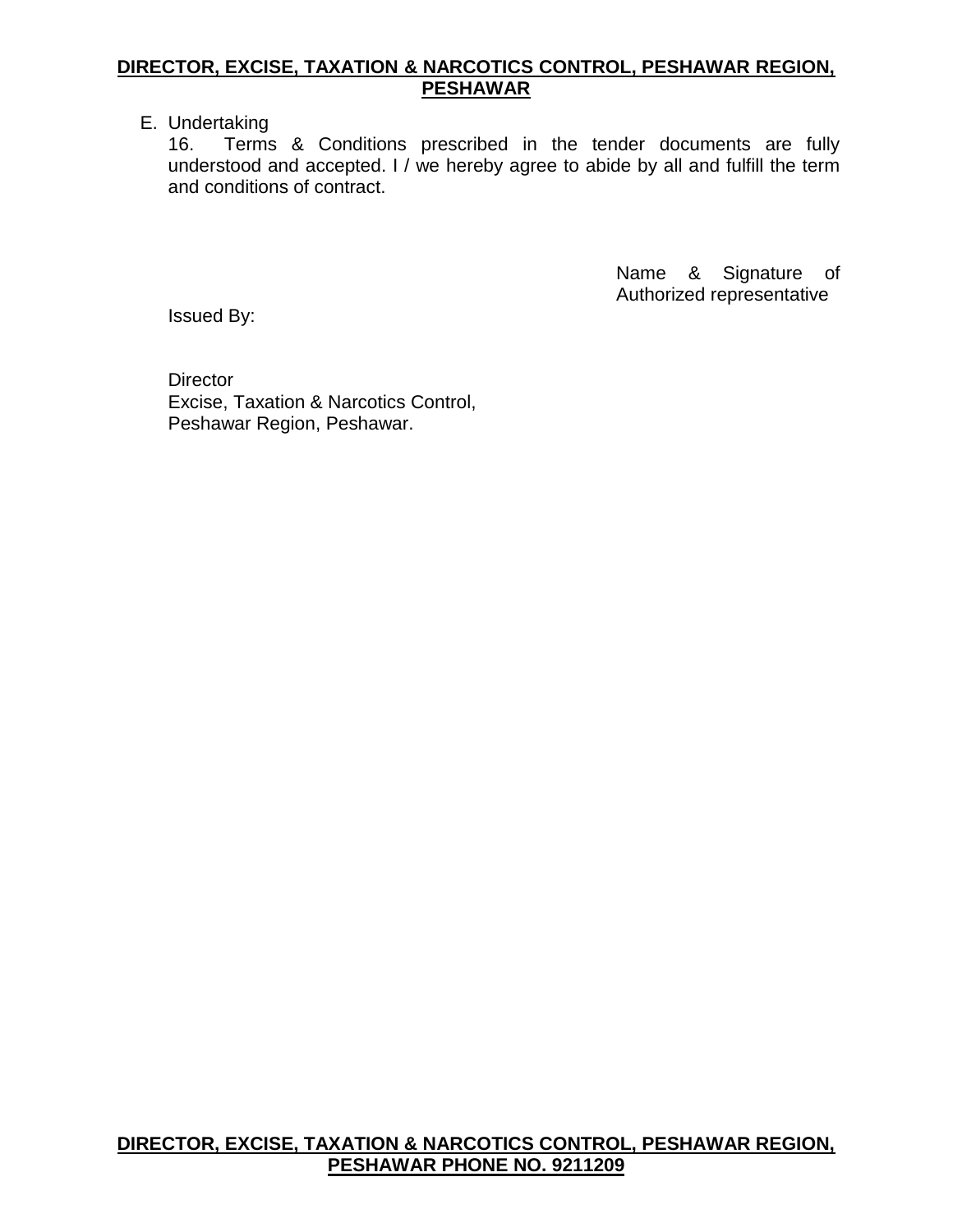E. Undertaking

16. Terms & Conditions prescribed in the tender documents are fully understood and accepted. I / we hereby agree to abide by all and fulfill the term and conditions of contract.

Name & Signature of Authorized representative

Issued By:

Director
Excise, Taxation & Narcotics Control,
Peshawar Region, Peshawar.